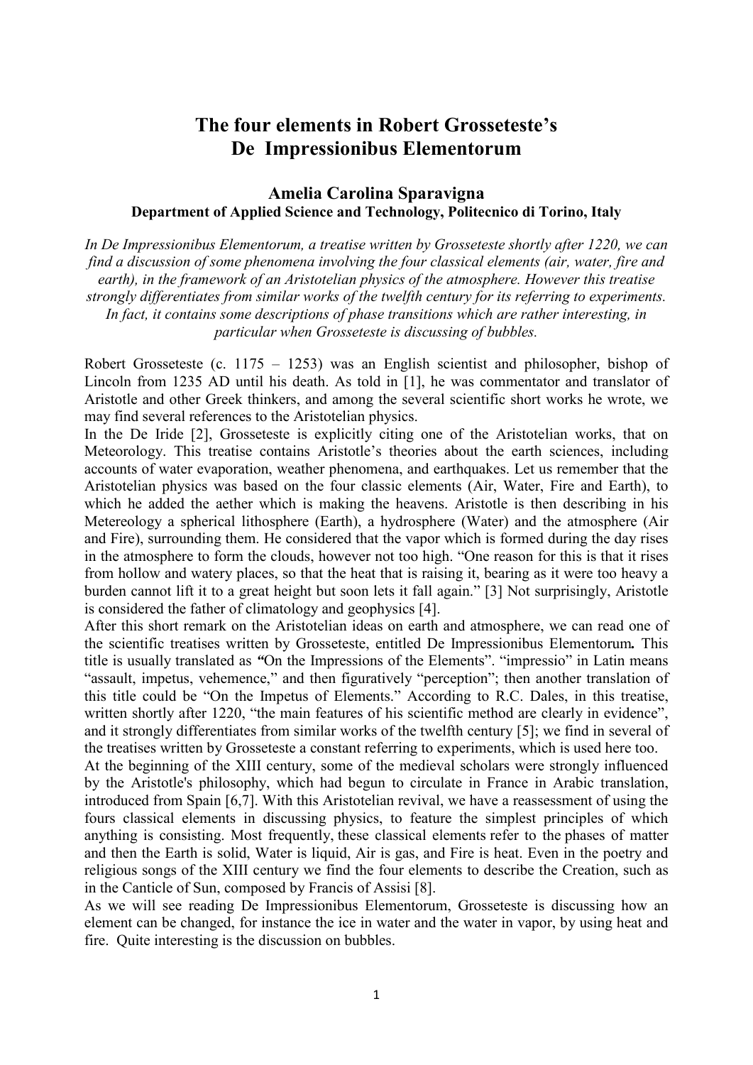# The four elements in Robert Grosseteste's De Impressionibus Elementorum

### Amelia Carolina Sparavigna

**Department of Applied Science and Technology, Politecnico di Torino, Italy**

*In De Impressionibus Elementorum, a treatise written by Grosseteste shortly after 1220, we can find a discussion of some phenomena involving the four classical elements (air, water, fire and earth), in the framework of an Aristotelian physics of the atmosphere. However this treatise strongly differentiates from similar works of the twelfth century for its referring to experiments. In fact, it contains some descriptions of phase transitions which are rather interesting, in particular when Grosseteste is discussing of bubbles.*

Robert Grosseteste (c. 1175 – 1253) was an English scientist and philosopher, bishop of Lincoln from 1235 AD until his death. As told in [1], he was commentator and translator of Aristotle and other Greek thinkers, and among the several scientific short works he wrote, we may find several references to the Aristotelian physics.

In the De Iride [2], Grosseteste is explicitly citing one of the Aristotelian works, that on Meteorology. This treatise contains Aristotle's theories about the earth sciences, including accounts of water evaporation, weather phenomena, and earthquakes. Let us remember that the Aristotelian physics was based on the four classic elements (Air, Water, Fire and Earth), to which he added the aether which is making the heavens. Aristotle is then describing in his Metereology a spherical lithosphere (Earth), a hydrosphere (Water) and the atmosphere (Air and Fire), surrounding them. He considered that the vapor which is formed during the day rises in the atmosphere to form the clouds, however not too high. "One reason for this is that it rises from hollow and watery places, so that the heat that is raising it, bearing as it were too heavy a burden cannot lift it to a great height but soon lets it fall again." [3] Not surprisingly, Aristotle is considered the father of climatology and geophysics [4].

After this short remark on the Aristotelian ideas on earth and atmosphere, we can read one of the scientific treatises written by Grosseteste, entitled De Impressionibus Elementorum**.** This title is usually translated as ***"***On the Impressions of the Elements". "impressio" in Latin means "assault, impetus, vehemence," and then figuratively "perception"; then another translation of this title could be "On the Impetus of Elements." According to R.C. Dales, in this treatise, written shortly after 1220, "the main features of his scientific method are clearly in evidence", and it strongly differentiates from similar works of the twelfth century [5]; we find in several of the treatises written by Grosseteste a constant referring to experiments, which is used here too.

At the beginning of the XIII century, some of the medieval scholars were strongly influenced by the Aristotle's philosophy, which had begun to circulate in France in Arabic translation, introduced from Spain [6,7]. With this Aristotelian revival, we have a reassessment of using the fours classical elements in discussing physics, to feature the simplest principles of which anything is consisting. Most frequently, these classical elements refer to the phases of matter and then the Earth is solid, Water is liquid, Air is gas, and Fire is heat. Even in the poetry and religious songs of the XIII century we find the four elements to describe the Creation, such as in the Canticle of Sun, composed by Francis of Assisi [8].

As we will see reading De Impressionibus Elementorum, Grosseteste is discussing how an element can be changed, for instance the ice in water and the water in vapor, by using heat and fire. Quite interesting is the discussion on bubbles.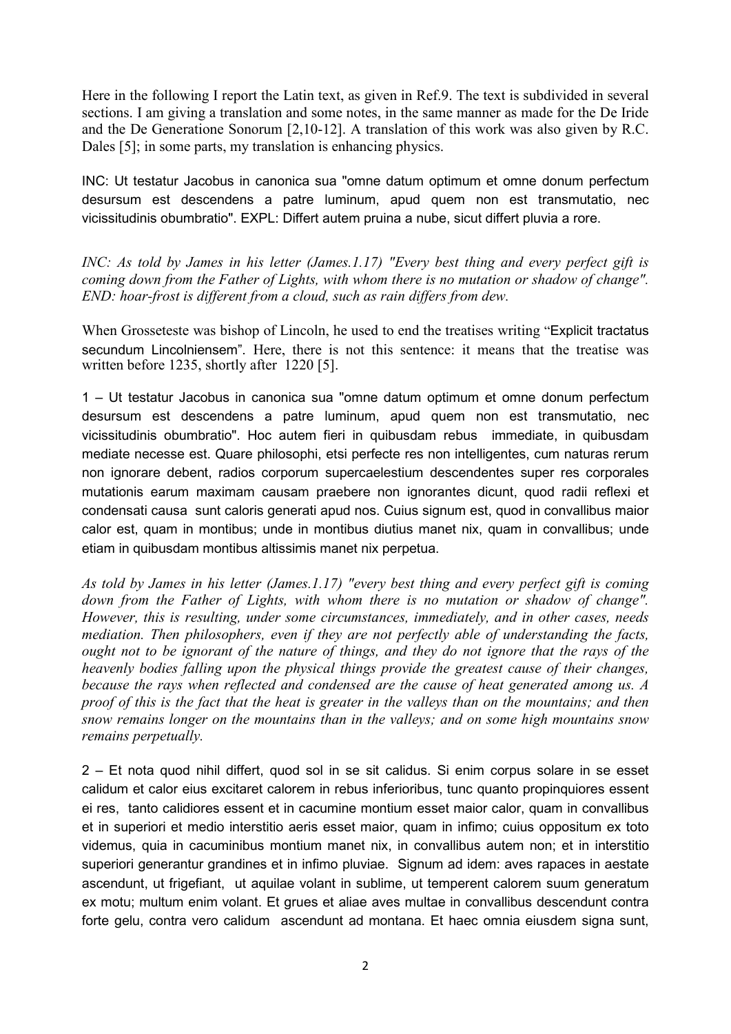Here in the following I report the Latin text, as given in Ref.9. The text is subdivided in several sections. I am giving a translation and some notes, in the same manner as made for the De Iride and the De Generatione Sonorum [2,10-12]. A translation of this work was also given by R.C. Dales [5]; in some parts, my translation is enhancing physics.

INC: Ut testatur Jacobus in canonica sua "omne datum optimum et omne donum perfectum desursum est descendens a patre luminum, apud quem non est transmutatio, nec vicissitudinis obumbratio". EXPL: Differt autem pruina a nube, sicut differt pluvia a rore.

*INC: As told by James in his letter (James.1.17) "Every best thing and every perfect gift is coming down from the Father of Lights, with whom there is no mutation or shadow of change". END: hoar-frost is different from a cloud, such as rain differs from dew.*

When Grosseteste was bishop of Lincoln, he used to end the treatises writing "Explicit tractatus secundum Lincolniensem". Here, there is not this sentence: it means that the treatise was written before 1235, shortly after 1220 [5].

1 – Ut testatur Jacobus in canonica sua "omne datum optimum et omne donum perfectum desursum est descendens a patre luminum, apud quem non est transmutatio, nec vicissitudinis obumbratio". Hoc autem fieri in quibusdam rebus immediate, in quibusdam mediate necesse est. Quare philosophi, etsi perfecte res non intelligentes, cum naturas rerum non ignorare debent, radios corporum supercaelestium descendentes super res corporales mutationis earum maximam causam praebere non ignorantes dicunt, quod radii reflexi et condensati causa sunt caloris generati apud nos. Cuius signum est, quod in convallibus maior calor est, quam in montibus; unde in montibus diutius manet nix, quam in convallibus; unde etiam in quibusdam montibus altissimis manet nix perpetua.

*As told by James in his letter (James.1.17) "every best thing and every perfect gift is coming down from the Father of Lights, with whom there is no mutation or shadow of change". However, this is resulting, under some circumstances, immediately, and in other cases, needs mediation. Then philosophers, even if they are not perfectly able of understanding the facts, ought not to be ignorant of the nature of things, and they do not ignore that the rays of the heavenly bodies falling upon the physical things provide the greatest cause of their changes, because the rays when reflected and condensed are the cause of heat generated among us. A proof of this is the fact that the heat is greater in the valleys than on the mountains; and then snow remains longer on the mountains than in the valleys; and on some high mountains snow remains perpetually.*

2 – Et nota quod nihil differt, quod sol in se sit calidus. Si enim corpus solare in se esset calidum et calor eius excitaret calorem in rebus inferioribus, tunc quanto propinquiores essent ei res, tanto calidiores essent et in cacumine montium esset maior calor, quam in convallibus et in superiori et medio interstitio aeris esset maior, quam in infimo; cuius oppositum ex toto videmus, quia in cacuminibus montium manet nix, in convallibus autem non; et in interstitio superiori generantur grandines et in infimo pluviae. Signum ad idem: aves rapaces in aestate ascendunt, ut frigefiant, ut aquilae volant in sublime, ut temperent calorem suum generatum ex motu; multum enim volant. Et grues et aliae aves multae in convallibus descendunt contra forte gelu, contra vero calidum ascendunt ad montana. Et haec omnia eiusdem signa sunt,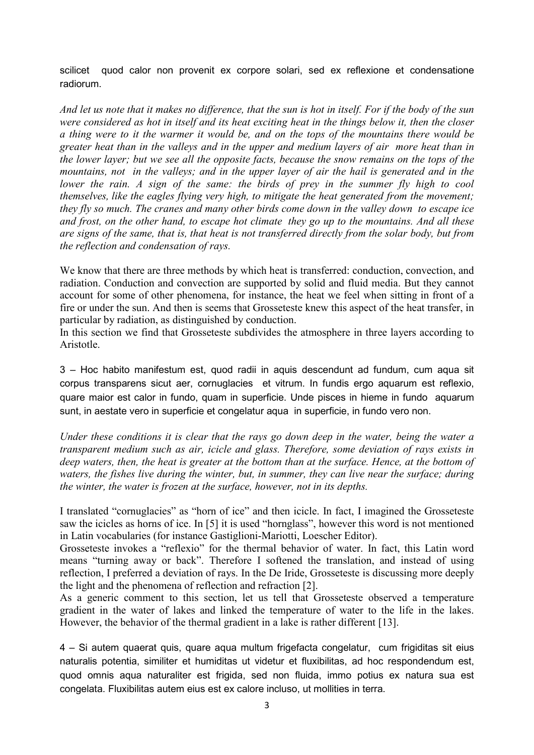scilicet quod calor non provenit ex corpore solari, sed ex reflexione et condensatione radiorum.

*And let us note that it makes no difference, that the sun is hot in itself. For if the body of the sun were considered as hot in itself and its heat exciting heat in the things below it, then the closer a thing were to it the warmer it would be, and on the tops of the mountains there would be greater heat than in the valleys and in the upper and medium layers of air more heat than in the lower layer; but we see all the opposite facts, because the snow remains on the tops of the mountains, not in the valleys; and in the upper layer of air the hail is generated and in the lower the rain. A sign of the same: the birds of prey in the summer fly high to cool themselves, like the eagles flying very high, to mitigate the heat generated from the movement; they fly so much. The cranes and many other birds come down in the valley down to escape ice and frost, on the other hand, to escape hot climate they go up to the mountains. And all these are signs of the same, that is, that heat is not transferred directly from the solar body, but from the reflection and condensation of rays.*

We know that there are three methods by which heat is transferred: conduction, convection, and radiation. Conduction and convection are supported by solid and fluid media. But they cannot account for some of other phenomena, for instance, the heat we feel when sitting in front of a fire or under the sun. And then is seems that Grosseteste knew this aspect of the heat transfer, in particular by radiation, as distinguished by conduction.
In this section we find that Grosseteste subdivides the atmosphere in three layers according to Aristotle.

3 – Hoc habito manifestum est, quod radii in aquis descendunt ad fundum, cum aqua sit corpus transparens sicut aer, cornuglacies et vitrum. In fundis ergo aquarum est reflexio, quare maior est calor in fundo, quam in superficie. Unde pisces in hieme in fundo aquarum sunt, in aestate vero in superficie et congelatur aqua in superficie, in fundo vero non.

*Under these conditions it is clear that the rays go down deep in the water, being the water a transparent medium such as air, icicle and glass. Therefore, some deviation of rays exists in deep waters, then, the heat is greater at the bottom than at the surface. Hence, at the bottom of waters, the fishes live during the winter, but, in summer, they can live near the surface; during the winter, the water is frozen at the surface, however, not in its depths.*

I translated "cornuglacies" as "horn of ice" and then icicle. In fact, I imagined the Grosseteste saw the icicles as horns of ice. In [5] it is used "hornglass", however this word is not mentioned in Latin vocabularies (for instance Gastiglioni-Mariotti, Loescher Editor).
Grosseteste invokes a "reflexio" for the thermal behavior of water. In fact, this Latin word means "turning away or back". Therefore I softened the translation, and instead of using reflection, I preferred a deviation of rays. In the De Iride, Grosseteste is discussing more deeply the light and the phenomena of reflection and refraction [2].
As a generic comment to this section, let us tell that Grosseteste observed a temperature gradient in the water of lakes and linked the temperature of water to the life in the lakes. However, the behavior of the thermal gradient in a lake is rather different [13].

4 – Si autem quaerat quis, quare aqua multum frigefacta congelatur, cum frigiditas sit eius naturalis potentia, similiter et humiditas ut videtur et fluxibilitas, ad hoc respondendum est, quod omnis aqua naturaliter est frigida, sed non fluida, immo potius ex natura sua est congelata. Fluxibilitas autem eius est ex calore incluso, ut mollities in terra.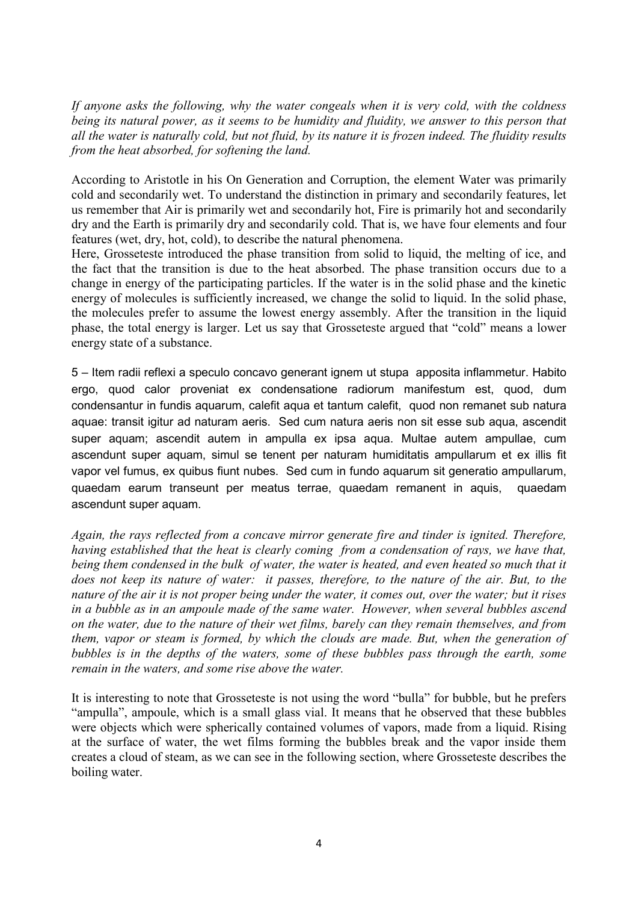*If anyone asks the following, why the water congeals when it is very cold, with the coldness being its natural power, as it seems to be humidity and fluidity, we answer to this person that all the water is naturally cold, but not fluid, by its nature it is frozen indeed. The fluidity results from the heat absorbed, for softening the land.*

According to Aristotle in his On Generation and Corruption, the element Water was primarily cold and secondarily wet. To understand the distinction in primary and secondarily features, let us remember that Air is primarily wet and secondarily hot, Fire is primarily hot and secondarily dry and the Earth is primarily dry and secondarily cold. That is, we have four elements and four features (wet, dry, hot, cold), to describe the natural phenomena.

Here, Grosseteste introduced the phase transition from solid to liquid, the melting of ice, and the fact that the transition is due to the heat absorbed. The phase transition occurs due to a change in energy of the participating particles. If the water is in the solid phase and the kinetic energy of molecules is sufficiently increased, we change the solid to liquid. In the solid phase, the molecules prefer to assume the lowest energy assembly. After the transition in the liquid phase, the total energy is larger. Let us say that Grosseteste argued that "cold" means a lower energy state of a substance.

5 – Item radii reflexi a speculo concavo generant ignem ut stupa apposita inflammetur. Habito ergo, quod calor proveniat ex condensatione radiorum manifestum est, quod, dum condensantur in fundis aquarum, calefit aqua et tantum calefit, quod non remanet sub natura aquae: transit igitur ad naturam aeris. Sed cum natura aeris non sit esse sub aqua, ascendit super aquam; ascendit autem in ampulla ex ipsa aqua. Multae autem ampullae, cum ascendunt super aquam, simul se tenent per naturam humiditatis ampullarum et ex illis fit vapor vel fumus, ex quibus fiunt nubes. Sed cum in fundo aquarum sit generatio ampullarum, quaedam earum transeunt per meatus terrae, quaedam remanent in aquis, quaedam ascendunt super aquam.

*Again, the rays reflected from a concave mirror generate fire and tinder is ignited. Therefore, having established that the heat is clearly coming from a condensation of rays, we have that, being them condensed in the bulk of water, the water is heated, and even heated so much that it does not keep its nature of water: it passes, therefore, to the nature of the air. But, to the nature of the air it is not proper being under the water, it comes out, over the water; but it rises in a bubble as in an ampoule made of the same water. However, when several bubbles ascend on the water, due to the nature of their wet films, barely can they remain themselves, and from them, vapor or steam is formed, by which the clouds are made. But, when the generation of bubbles is in the depths of the waters, some of these bubbles pass through the earth, some remain in the waters, and some rise above the water.*

It is interesting to note that Grosseteste is not using the word "bulla" for bubble, but he prefers "ampulla", ampoule, which is a small glass vial. It means that he observed that these bubbles were objects which were spherically contained volumes of vapors, made from a liquid. Rising at the surface of water, the wet films forming the bubbles break and the vapor inside them creates a cloud of steam, as we can see in the following section, where Grosseteste describes the boiling water.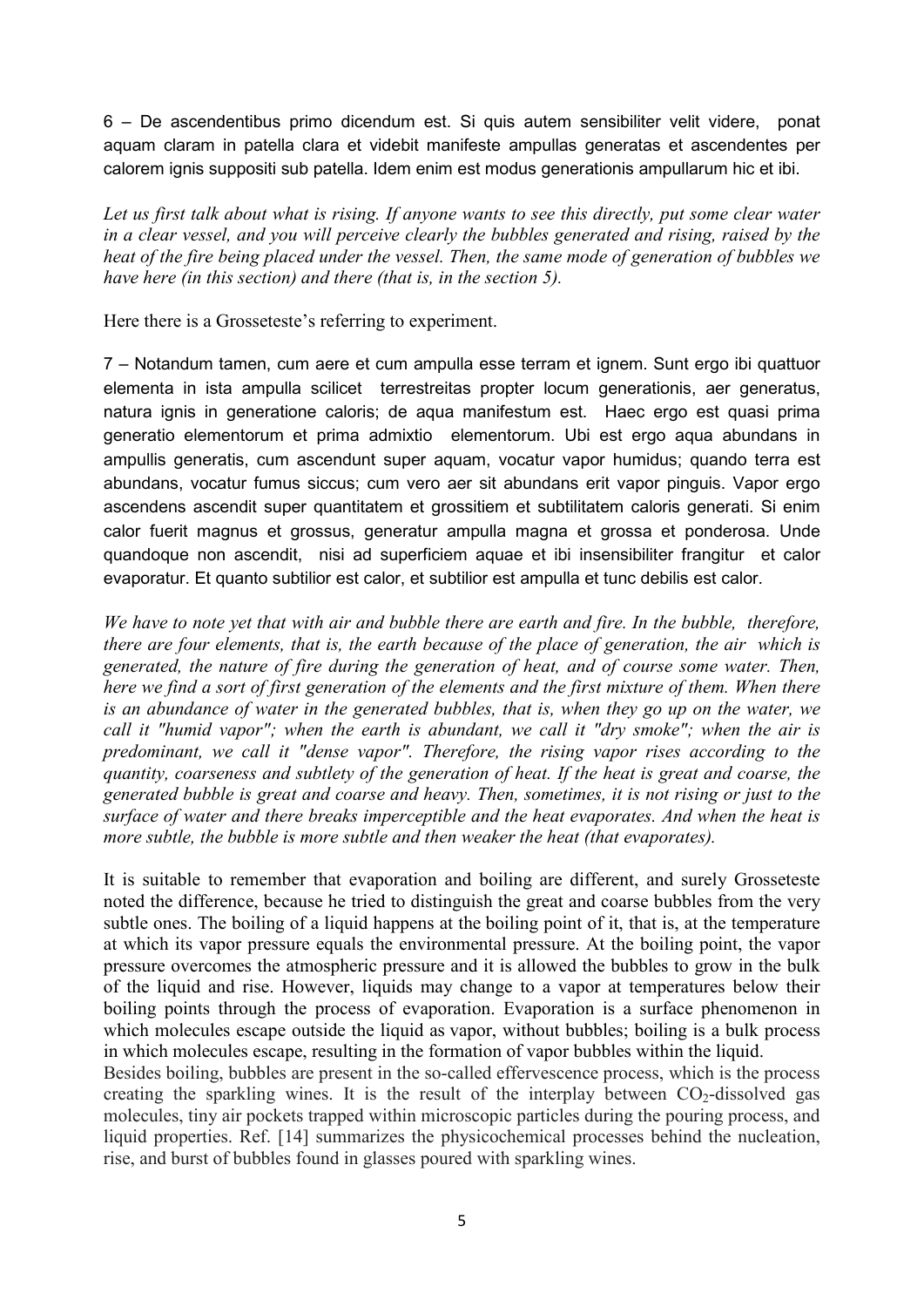6 – De ascendentibus primo dicendum est. Si quis autem sensibiliter velit videre, ponat aquam claram in patella clara et videbit manifeste ampullas generatas et ascendentes per calorem ignis suppositi sub patella. Idem enim est modus generationis ampullarum hic et ibi.

*Let us first talk about what is rising. If anyone wants to see this directly, put some clear water in a clear vessel, and you will perceive clearly the bubbles generated and rising, raised by the heat of the fire being placed under the vessel. Then, the same mode of generation of bubbles we have here (in this section) and there (that is, in the section 5).*

Here there is a Grosseteste's referring to experiment.

7 – Notandum tamen, cum aere et cum ampulla esse terram et ignem. Sunt ergo ibi quattuor elementa in ista ampulla scilicet terrestreitas propter locum generationis, aer generatus, natura ignis in generatione caloris; de aqua manifestum est. Haec ergo est quasi prima generatio elementorum et prima admixtio elementorum. Ubi est ergo aqua abundans in ampullis generatis, cum ascendunt super aquam, vocatur vapor humidus; quando terra est abundans, vocatur fumus siccus; cum vero aer sit abundans erit vapor pinguis. Vapor ergo ascendens ascendit super quantitatem et grossitiem et subtilitatem caloris generati. Si enim calor fuerit magnus et grossus, generatur ampulla magna et grossa et ponderosa. Unde quandoque non ascendit, nisi ad superficiem aquae et ibi insensibiliter frangitur et calor evaporatur. Et quanto subtilior est calor, et subtilior est ampulla et tunc debilis est calor.

*We have to note yet that with air and bubble there are earth and fire. In the bubble, therefore, there are four elements, that is, the earth because of the place of generation, the air which is generated, the nature of fire during the generation of heat, and of course some water. Then, here we find a sort of first generation of the elements and the first mixture of them. When there is an abundance of water in the generated bubbles, that is, when they go up on the water, we call it "humid vapor"; when the earth is abundant, we call it "dry smoke"; when the air is predominant, we call it "dense vapor". Therefore, the rising vapor rises according to the quantity, coarseness and subtlety of the generation of heat. If the heat is great and coarse, the generated bubble is great and coarse and heavy. Then, sometimes, it is not rising or just to the surface of water and there breaks imperceptible and the heat evaporates. And when the heat is more subtle, the bubble is more subtle and then weaker the heat (that evaporates).*

It is suitable to remember that evaporation and boiling are different, and surely Grosseteste noted the difference, because he tried to distinguish the great and coarse bubbles from the very subtle ones. The boiling of a liquid happens at the boiling point of it, that is, at the temperature at which its vapor pressure equals the environmental pressure. At the boiling point, the vapor pressure overcomes the atmospheric pressure and it is allowed the bubbles to grow in the bulk of the liquid and rise. However, liquids may change to a vapor at temperatures below their boiling points through the process of evaporation. Evaporation is a surface phenomenon in which molecules escape outside the liquid as vapor, without bubbles; boiling is a bulk process in which molecules escape, resulting in the formation of vapor bubbles within the liquid.
Besides boiling, bubbles are present in the so-called effervescence process, which is the process creating the sparkling wines. It is the result of the interplay between $CO_2$-dissolved gas molecules, tiny air pockets trapped within microscopic particles during the pouring process, and liquid properties. Ref. [14] summarizes the physicochemical processes behind the nucleation, rise, and burst of bubbles found in glasses poured with sparkling wines.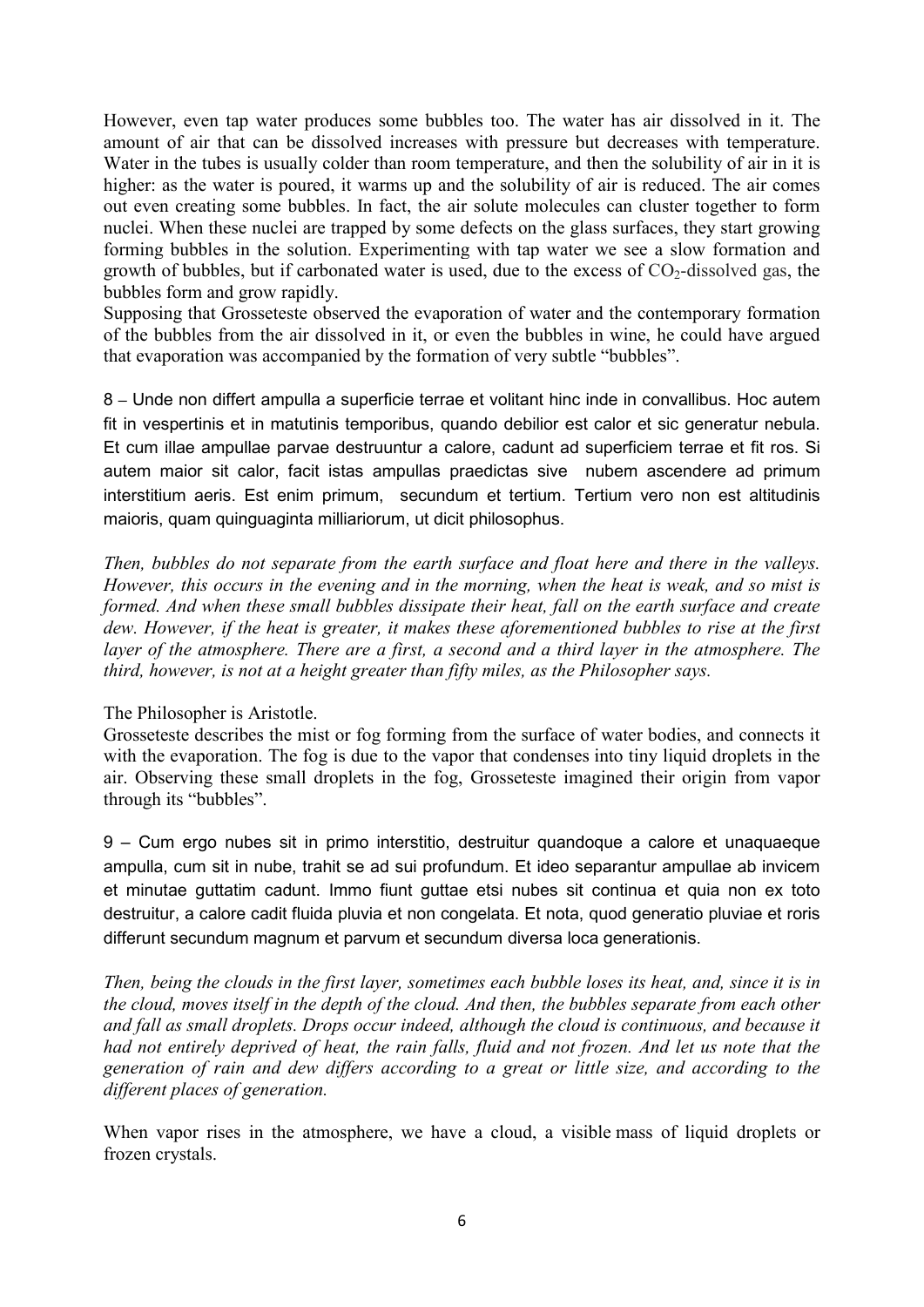However, even tap water produces some bubbles too. The water has air dissolved in it. The amount of air that can be dissolved increases with pressure but decreases with temperature. Water in the tubes is usually colder than room temperature, and then the solubility of air in it is higher: as the water is poured, it warms up and the solubility of air is reduced. The air comes out even creating some bubbles. In fact, the air solute molecules can cluster together to form nuclei. When these nuclei are trapped by some defects on the glass surfaces, they start growing forming bubbles in the solution. Experimenting with tap water we see a slow formation and growth of bubbles, but if carbonated water is used, due to the excess of $CO_2$-dissolved gas, the bubbles form and grow rapidly.

Supposing that Grosseteste observed the evaporation of water and the contemporary formation of the bubbles from the air dissolved in it, or even the bubbles in wine, he could have argued that evaporation was accompanied by the formation of very subtle "bubbles".

8 – Unde non differt ampulla a superficie terrae et volitant hinc inde in convallibus. Hoc autem fit in vespertinis et in matutinis temporibus, quando debilior est calor et sic generatur nebula. Et cum illae ampullae parvae destruuntur a calore, cadunt ad superficiem terrae et fit ros. Si autem maior sit calor, facit istas ampullas praedictas sive nubem ascendere ad primum interstitium aeris. Est enim primum, secundum et tertium. Tertium vero non est altitudinis maioris, quam quinguaginta milliariorum, ut dicit philosophus.

*Then, bubbles do not separate from the earth surface and float here and there in the valleys. However, this occurs in the evening and in the morning, when the heat is weak, and so mist is formed. And when these small bubbles dissipate their heat, fall on the earth surface and create dew. However, if the heat is greater, it makes these aforementioned bubbles to rise at the first layer of the atmosphere. There are a first, a second and a third layer in the atmosphere. The third, however, is not at a height greater than fifty miles, as the Philosopher says.*

The Philosopher is Aristotle.

Grosseteste describes the mist or fog forming from the surface of water bodies, and connects it with the evaporation. The fog is due to the vapor that condenses into tiny liquid droplets in the air. Observing these small droplets in the fog, Grosseteste imagined their origin from vapor through its "bubbles".

9 – Cum ergo nubes sit in primo interstitio, destruitur quandoque a calore et unaquaeque ampulla, cum sit in nube, trahit se ad sui profundum. Et ideo separantur ampullae ab invicem et minutae guttatim cadunt. Immo fiunt guttae etsi nubes sit continua et quia non ex toto destruitur, a calore cadit fluida pluvia et non congelata. Et nota, quod generatio pluviae et roris differunt secundum magnum et parvum et secundum diversa loca generationis.

*Then, being the clouds in the first layer, sometimes each bubble loses its heat, and, since it is in the cloud, moves itself in the depth of the cloud. And then, the bubbles separate from each other and fall as small droplets. Drops occur indeed, although the cloud is continuous, and because it had not entirely deprived of heat, the rain falls, fluid and not frozen. And let us note that the generation of rain and dew differs according to a great or little size, and according to the different places of generation.*

When vapor rises in the atmosphere, we have a cloud, a visible mass of liquid droplets or frozen crystals.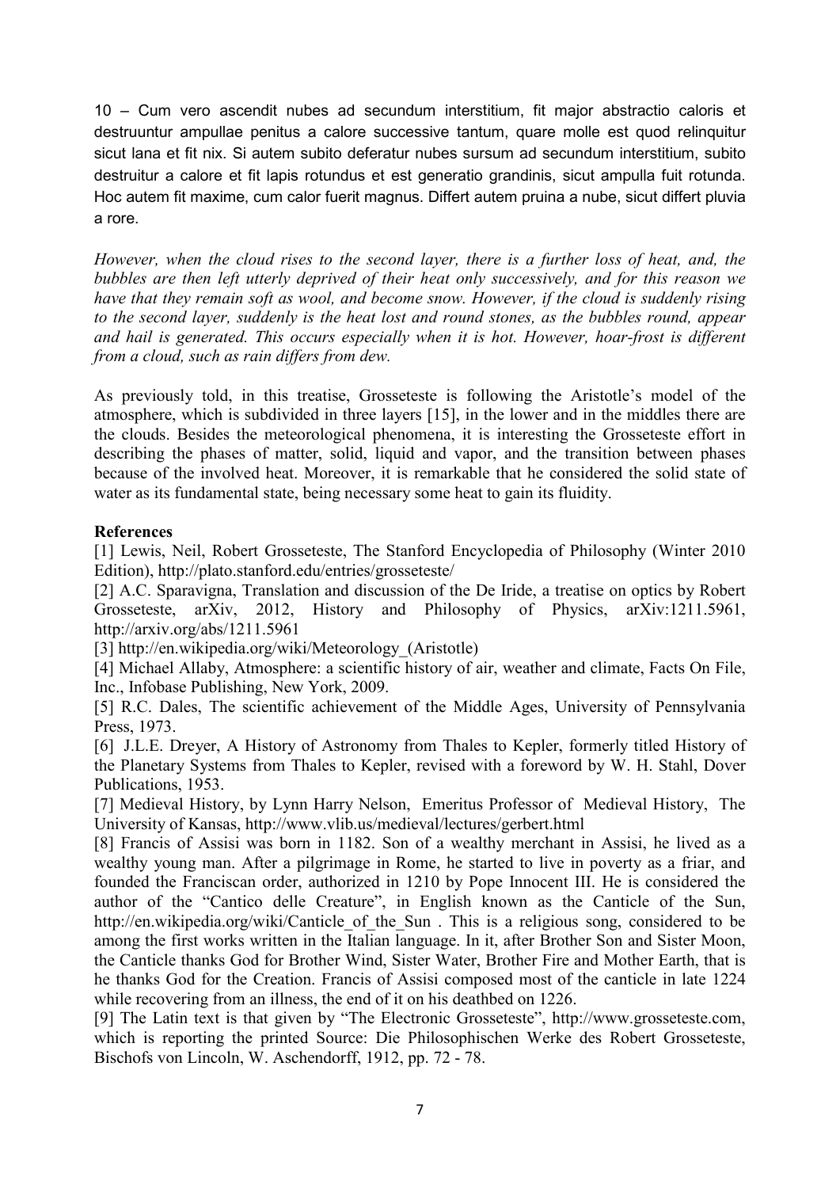10 – Cum vero ascendit nubes ad secundum interstitium, fit major abstractio caloris et destruuntur ampullae penitus a calore successive tantum, quare molle est quod relinquitur sicut lana et fit nix. Si autem subito deferatur nubes sursum ad secundum interstitium, subito destruitur a calore et fit lapis rotundus et est generatio grandinis, sicut ampulla fuit rotunda. Hoc autem fit maxime, cum calor fuerit magnus. Differt autem pruina a nube, sicut differt pluvia a rore.

*However, when the cloud rises to the second layer, there is a further loss of heat, and, the bubbles are then left utterly deprived of their heat only successively, and for this reason we have that they remain soft as wool, and become snow. However, if the cloud is suddenly rising to the second layer, suddenly is the heat lost and round stones, as the bubbles round, appear and hail is generated. This occurs especially when it is hot. However, hoar-frost is different from a cloud, such as rain differs from dew.*

As previously told, in this treatise, Grosseteste is following the Aristotle's model of the atmosphere, which is subdivided in three layers [15], in the lower and in the middles there are the clouds. Besides the meteorological phenomena, it is interesting the Grosseteste effort in describing the phases of matter, solid, liquid and vapor, and the transition between phases because of the involved heat. Moreover, it is remarkable that he considered the solid state of water as its fundamental state, being necessary some heat to gain its fluidity.

**References**

[1] Lewis, Neil, Robert Grosseteste, The Stanford Encyclopedia of Philosophy (Winter 2010 Edition), http://plato.stanford.edu/entries/grosseteste/

[2] A.C. Sparavigna, Translation and discussion of the De Iride, a treatise on optics by Robert Grosseteste, arXiv, 2012, History and Philosophy of Physics, arXiv:1211.5961, http://arxiv.org/abs/1211.5961

[3] http://en.wikipedia.org/wiki/Meteorology_(Aristotle)

[4] Michael Allaby, Atmosphere: a scientific history of air, weather and climate, Facts On File, Inc., Infobase Publishing, New York, 2009.

[5] R.C. Dales, The scientific achievement of the Middle Ages, University of Pennsylvania Press, 1973.

[6] J.L.E. Dreyer, A History of Astronomy from Thales to Kepler, formerly titled History of the Planetary Systems from Thales to Kepler, revised with a foreword by W. H. Stahl, Dover Publications, 1953.

[7] Medieval History, by Lynn Harry Nelson, Emeritus Professor of Medieval History, The University of Kansas, http://www.vlib.us/medieval/lectures/gerbert.html

[8] Francis of Assisi was born in 1182. Son of a wealthy merchant in Assisi, he lived as a wealthy young man. After a pilgrimage in Rome, he started to live in poverty as a friar, and founded the Franciscan order, authorized in 1210 by Pope Innocent III. He is considered the author of the "Cantico delle Creature", in English known as the Canticle of the Sun, http://en.wikipedia.org/wiki/Canticle_of_the_Sun . This is a religious song, considered to be among the first works written in the Italian language. In it, after Brother Son and Sister Moon, the Canticle thanks God for Brother Wind, Sister Water, Brother Fire and Mother Earth, that is he thanks God for the Creation. Francis of Assisi composed most of the canticle in late 1224 while recovering from an illness, the end of it on his deathbed on 1226.

[9] The Latin text is that given by "The Electronic Grosseteste", http://www.grosseteste.com, which is reporting the printed Source: Die Philosophischen Werke des Robert Grosseteste, Bischofs von Lincoln, W. Aschendorff, 1912, pp. 72 - 78.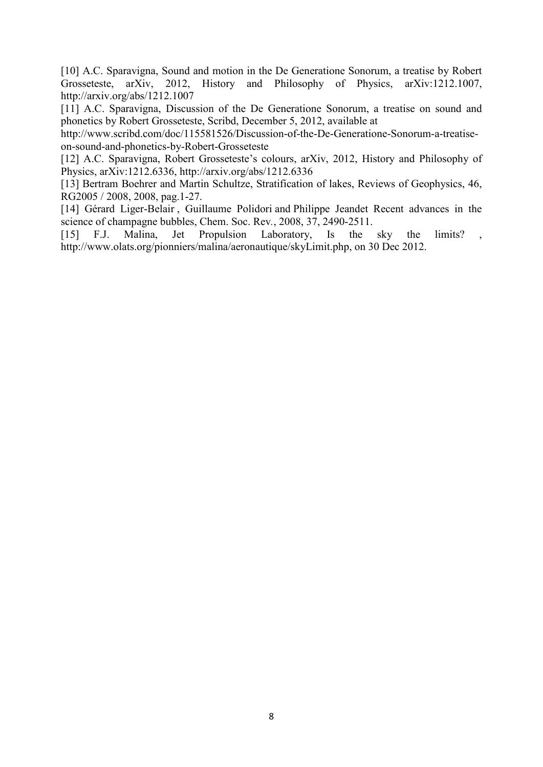[10] A.C. Sparavigna, Sound and motion in the De Generatione Sonorum, a treatise by Robert Grosseteste, arXiv, 2012, History and Philosophy of Physics, arXiv:1212.1007, http://arxiv.org/abs/1212.1007

[11] A.C. Sparavigna, Discussion of the De Generatione Sonorum, a treatise on sound and phonetics by Robert Grosseteste, Scribd, December 5, 2012, available at http://www.scribd.com/doc/115581526/Discussion-of-the-De-Generatione-Sonorum-a-treatise-on-sound-and-phonetics-by-Robert-Grosseteste

[12] A.C. Sparavigna, Robert Grosseteste's colours, arXiv, 2012, History and Philosophy of Physics, arXiv:1212.6336, http://arxiv.org/abs/1212.6336

[13] Bertram Boehrer and Martin Schultze, Stratification of lakes, Reviews of Geophysics, 46, RG2005 / 2008, 2008, pag.1-27.

[14] Gérard Liger-Belair , Guillaume Polidori and Philippe Jeandet Recent advances in the science of champagne bubbles, Chem. Soc. Rev., 2008, 37, 2490-2511.

[15] F.J. Malina, Jet Propulsion Laboratory, Is the sky the limits? , http://www.olats.org/pionniers/malina/aeronautique/skyLimit.php, on 30 Dec 2012.